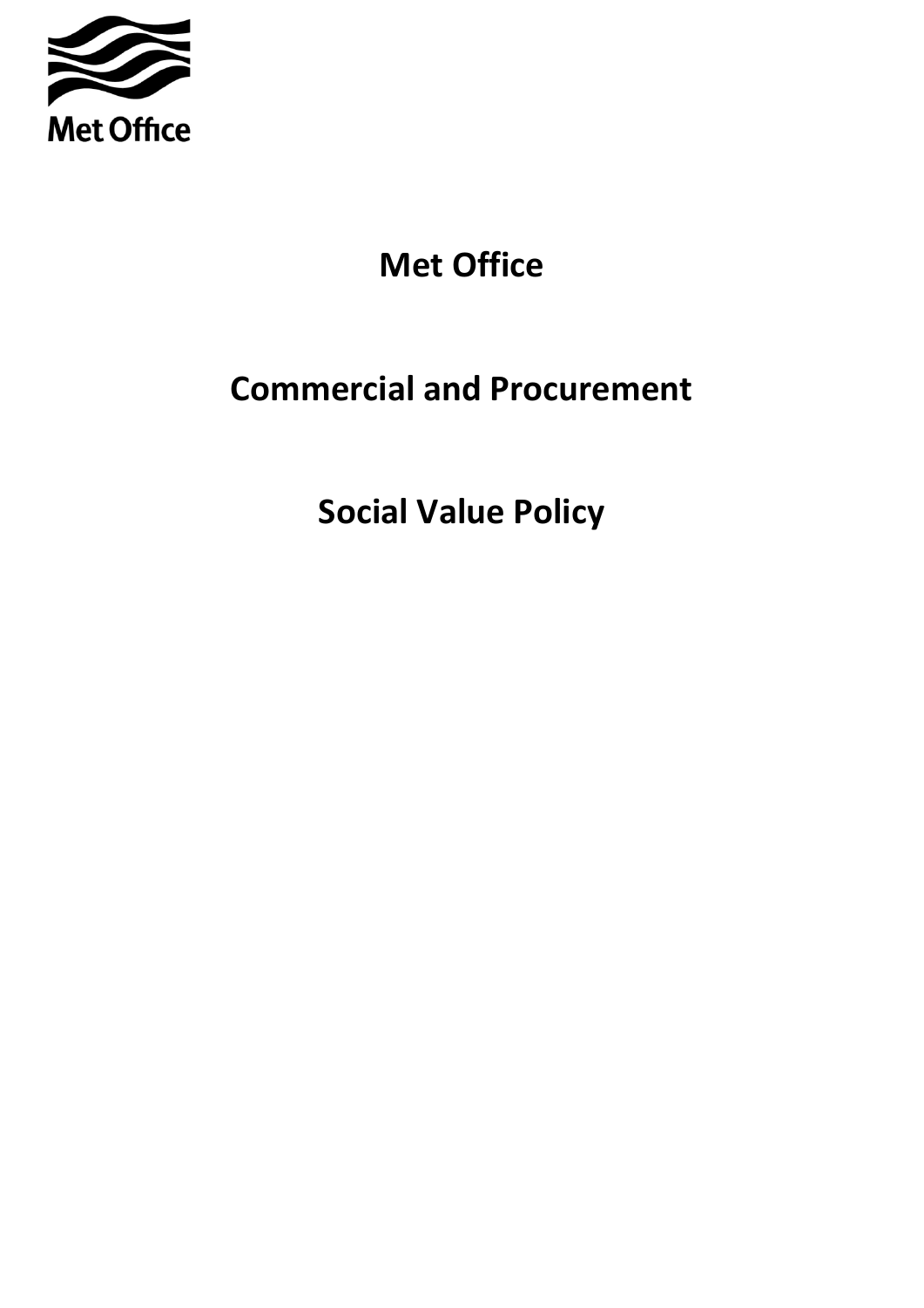Met Office

# Met Office

# Commercial and Procurement

# Social Value Policy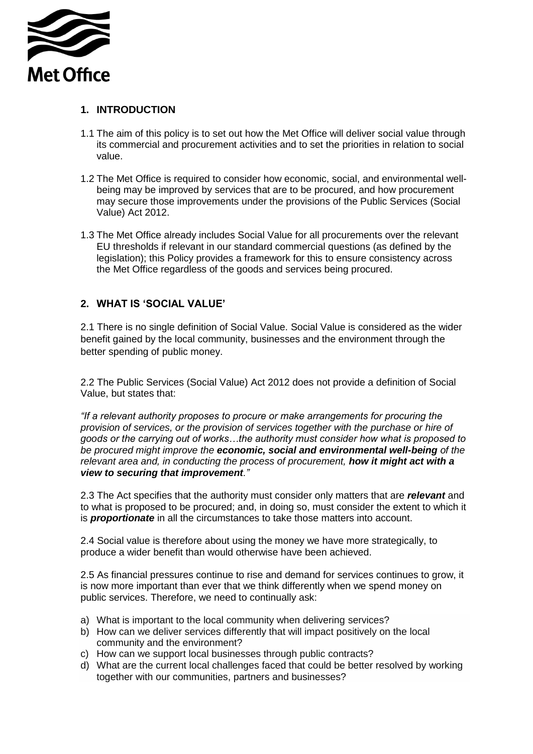## 1. INTRODUCTION

1.1 The aim of this policy is to set out how the Met Office will deliver social value through its commercial and procurement activities and to set the priorities in relation to social value.

1.2 The Met Office is required to consider how economic, social, and environmental well-being may be improved by services that are to be procured, and how procurement may secure those improvements under the provisions of the Public Services (Social Value) Act 2012.

1.3 The Met Office already includes Social Value for all procurements over the relevant EU thresholds if relevant in our standard commercial questions (as defined by the legislation); this Policy provides a framework for this to ensure consistency across the Met Office regardless of the goods and services being procured.

## 2. WHAT IS 'SOCIAL VALUE'

2.1 There is no single definition of Social Value. Social Value is considered as the wider benefit gained by the local community, businesses and the environment through the better spending of public money.

2.2 The Public Services (Social Value) Act 2012 does not provide a definition of Social Value, but states that:

*"If a relevant authority proposes to procure or make arrangements for procuring the provision of services, or the provision of services together with the purchase or hire of goods or the carrying out of works…the authority must consider how what is proposed to be procured might improve the* ***economic, social and environmental well-being*** *of the relevant area and, in conducting the process of procurement,* ***how it might act with a view to securing that improvement****."*

2.3 The Act specifies that the authority must consider only matters that are ***relevant*** and to what is proposed to be procured; and, in doing so, must consider the extent to which it is ***proportionate*** in all the circumstances to take those matters into account.

2.4 Social value is therefore about using the money we have more strategically, to produce a wider benefit than would otherwise have been achieved.

2.5 As financial pressures continue to rise and demand for services continues to grow, it is now more important than ever that we think differently when we spend money on public services. Therefore, we need to continually ask:

a) What is important to the local community when delivering services?
b) How can we deliver services differently that will impact positively on the local community and the environment?
c) How can we support local businesses through public contracts?
d) What are the current local challenges faced that could be better resolved by working together with our communities, partners and businesses?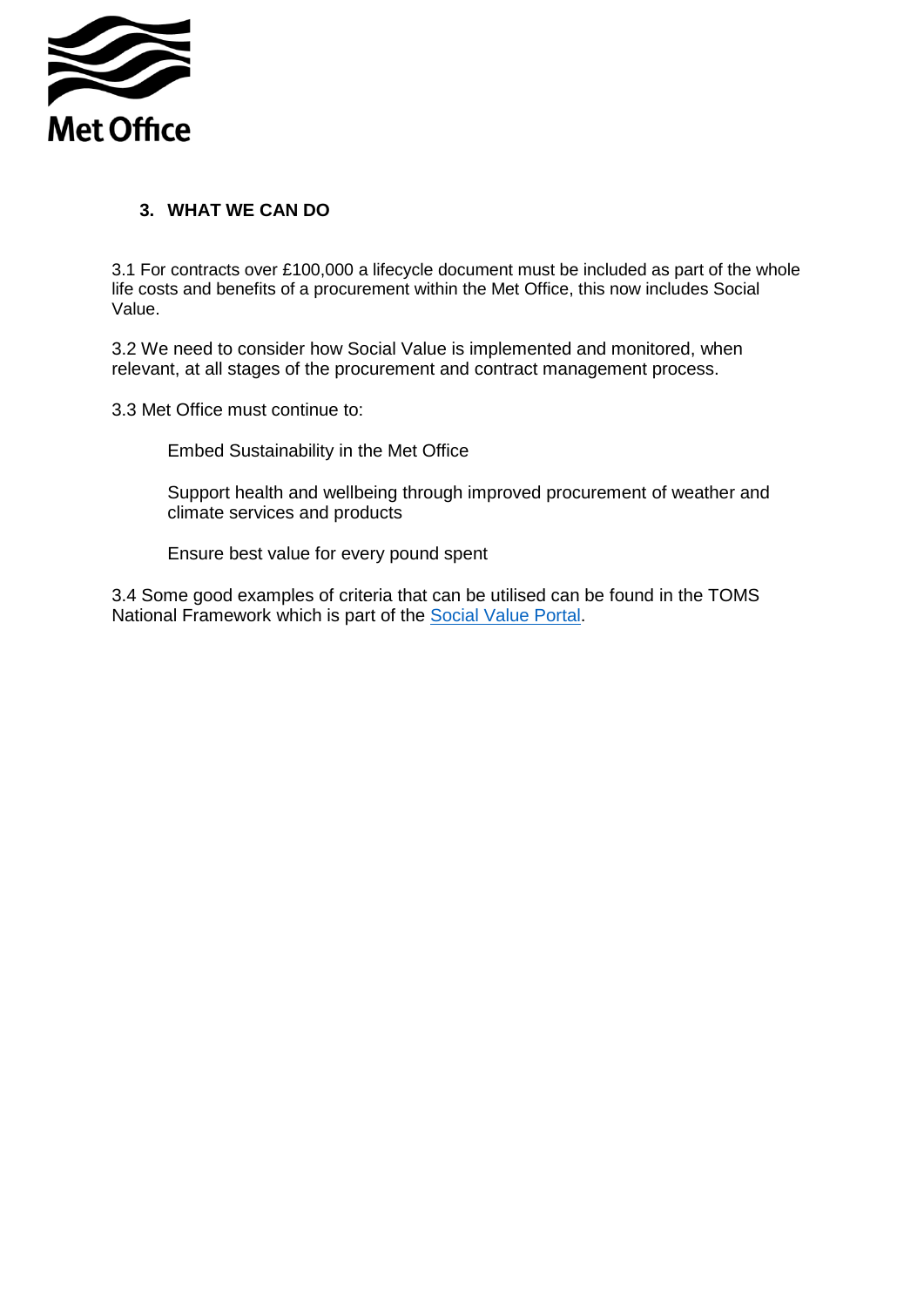## 3. WHAT WE CAN DO

3.1 For contracts over £100,000 a lifecycle document must be included as part of the whole life costs and benefits of a procurement within the Met Office, this now includes Social Value.

3.2 We need to consider how Social Value is implemented and monitored, when relevant, at all stages of the procurement and contract management process.

3.3 Met Office must continue to:

> Embed Sustainability in the Met Office
>
> Support health and wellbeing through improved procurement of weather and climate services and products
>
> Ensure best value for every pound spent

3.4 Some good examples of criteria that can be utilised can be found in the TOMS National Framework which is part of the [Social Value Portal](#).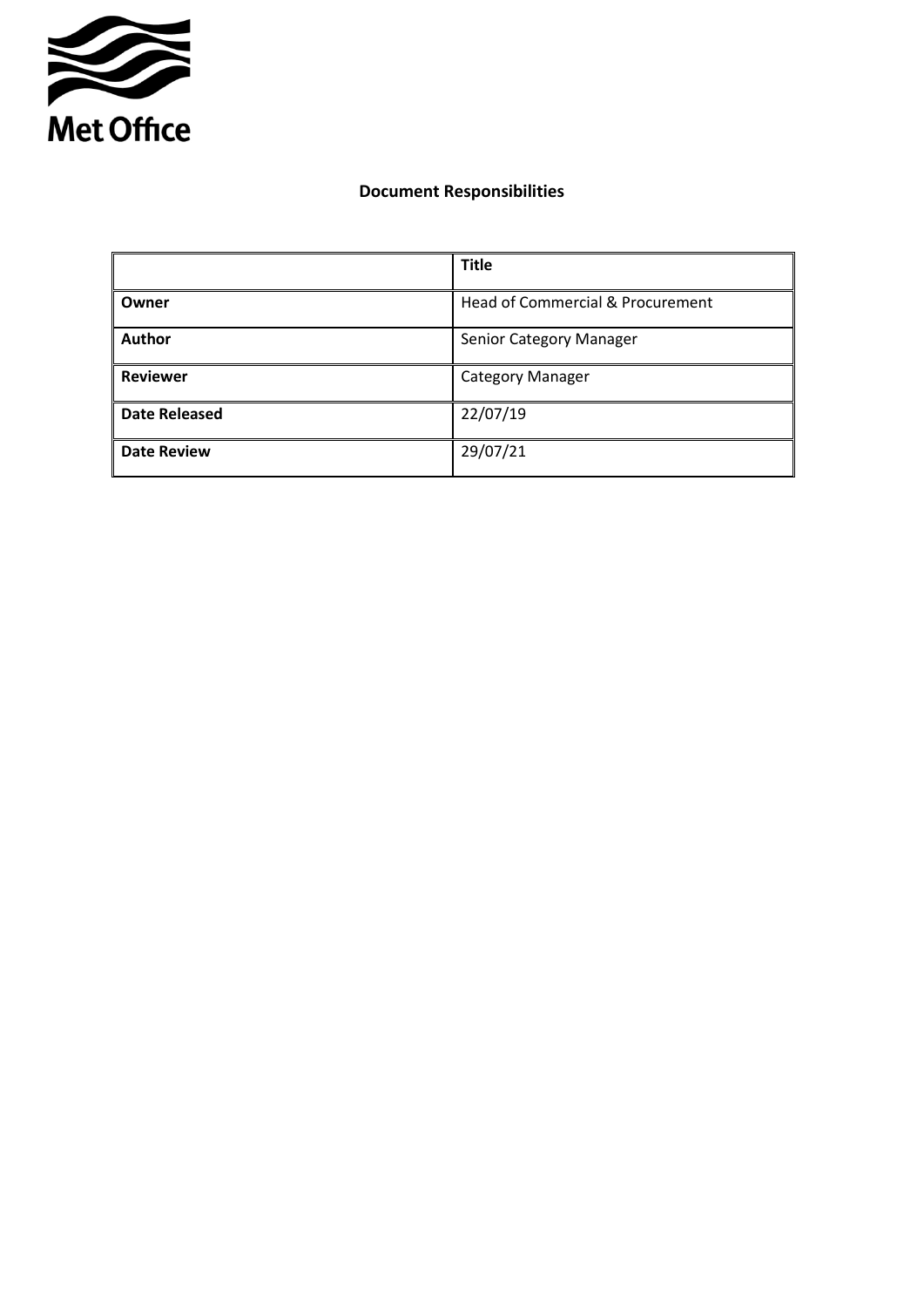Met Office

# Document Responsibilities

| | Title |
|---|---|
| **Owner** | Head of Commercial & Procurement |
| **Author** | Senior Category Manager |
| **Reviewer** | Category Manager |
| **Date Released** | 22/07/19 |
| **Date Review** | 29/07/21 |